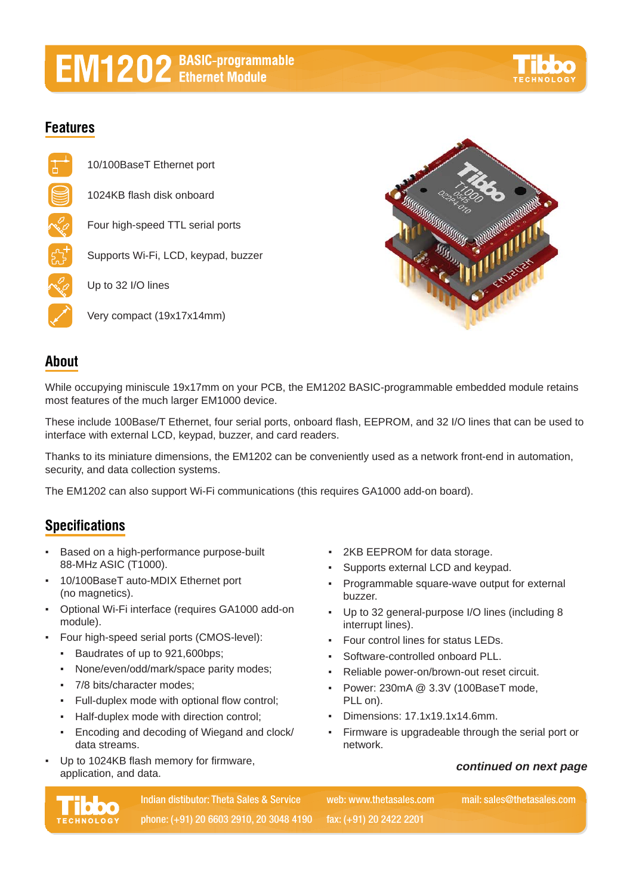# EM1202 BASIC-programmable Ethernet Module

## Features

- 10/100BaseT Ethernet port
- 1024KB flash disk onboard
- Four high-speed TTL serial ports
- Supports Wi-Fi, LCD, keypad, buzzer
- Up to 32 I/O lines
- Very compact (19x17x14mm)

## About

While occupying miniscule 19x17mm on your PCB, the EM1202 BASIC-programmable embedded module retains most features of the much larger EM1000 device.

These include 100Base/T Ethernet, four serial ports, onboard flash, EEPROM, and 32 I/O lines that can be used to interface with external LCD, keypad, buzzer, and card readers.

Thanks to its miniature dimensions, the EM1202 can be conveniently used as a network front-end in automation, security, and data collection systems.

The EM1202 can also support Wi-Fi communications (this requires GA1000 add-on board).

## Specifications

- Based on a high-performance purpose-built 88-MHz ASIC (T1000).
- 10/100BaseT auto-MDIX Ethernet port (no magnetics).
- Optional Wi-Fi interface (requires GA1000 add-on module).
- Four high-speed serial ports (CMOS-level):
  - Baudrates of up to 921,600bps;
  - None/even/odd/mark/space parity modes;
  - 7/8 bits/character modes;
  - Full-duplex mode with optional flow control;
  - Half-duplex mode with direction control;
  - Encoding and decoding of Wiegand and clock/data streams.
- Up to 1024KB flash memory for firmware, application, and data.
- 2KB EEPROM for data storage.
- Supports external LCD and keypad.
- Programmable square-wave output for external buzzer.
- Up to 32 general-purpose I/O lines (including 8 interrupt lines).
- Four control lines for status LEDs.
- Software-controlled onboard PLL.
- Reliable power-on/brown-out reset circuit.
- Power: 230mA @ 3.3V (100BaseT mode, PLL on).
- Dimensions: 17.1x19.1x14.6mm.
- Firmware is upgradeable through the serial port or network.

***continued on next page***

Indian distibutor: Theta Sales & Service | web: www.thetasales.com | mail: sales@thetasales.com
phone: (+91) 20 6603 2910, 20 3048 4190 | fax: (+91) 20 2422 2201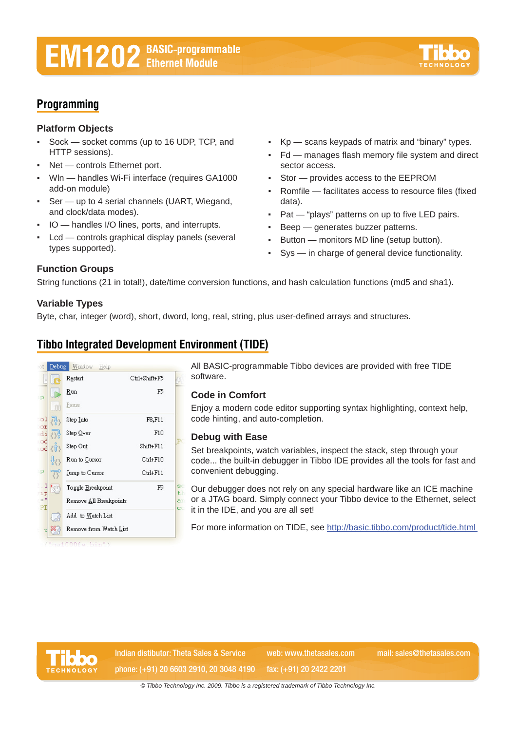## Programming

### Platform Objects

- Sock — socket comms (up to 16 UDP, TCP, and HTTP sessions).
- Net — controls Ethernet port.
- Wln — handles Wi-Fi interface (requires GA1000 add-on module)
- Ser — up to 4 serial channels (UART, Wiegand, and clock/data modes).
- IO — handles I/O lines, ports, and interrupts.
- Lcd — controls graphical display panels (several types supported).
- Kp — scans keypads of matrix and “binary” types.
- Fd — manages flash memory file system and direct sector access.
- Stor — provides access to the EEPROM
- Romfile — facilitates access to resource files (fixed data).
- Pat — “plays” patterns on up to five LED pairs.
- Beep — generates buzzer patterns.
- Button — monitors MD line (setup button).
- Sys — in charge of general device functionality.

### Function Groups

String functions (21 in total!), date/time conversion functions, and hash calculation functions (md5 and sha1).

### Variable Types

Byte, char, integer (word), short, dword, long, real, string, plus user-defined arrays and structures.

## Tibbo Integrated Development Environment (TIDE)

All BASIC-programmable Tibbo devices are provided with free TIDE software.

### Code in Comfort

Enjoy a modern code editor supporting syntax highlighting, context help, code hinting, and auto-completion.

### Debug with Ease

Set breakpoints, watch variables, inspect the stack, step through your code... the built-in debugger in Tibbo IDE provides all the tools for fast and convenient debugging.

Our debugger does not rely on any special hardware like an ICE machine or a JTAG board. Simply connect your Tibbo device to the Ethernet, select it in the IDE, and you are all set!

For more information on TIDE, see http://basic.tibbo.com/product/tide.html

Indian distibutor: Theta Sales & Service web: www.thetasales.com mail: sales@thetasales.com

phone: (+91) 20 6603 2910, 20 3048 4190 fax: (+91) 20 2422 2201

© Tibbo Technology Inc. 2009. Tibbo is a registered trademark of Tibbo Technology Inc.